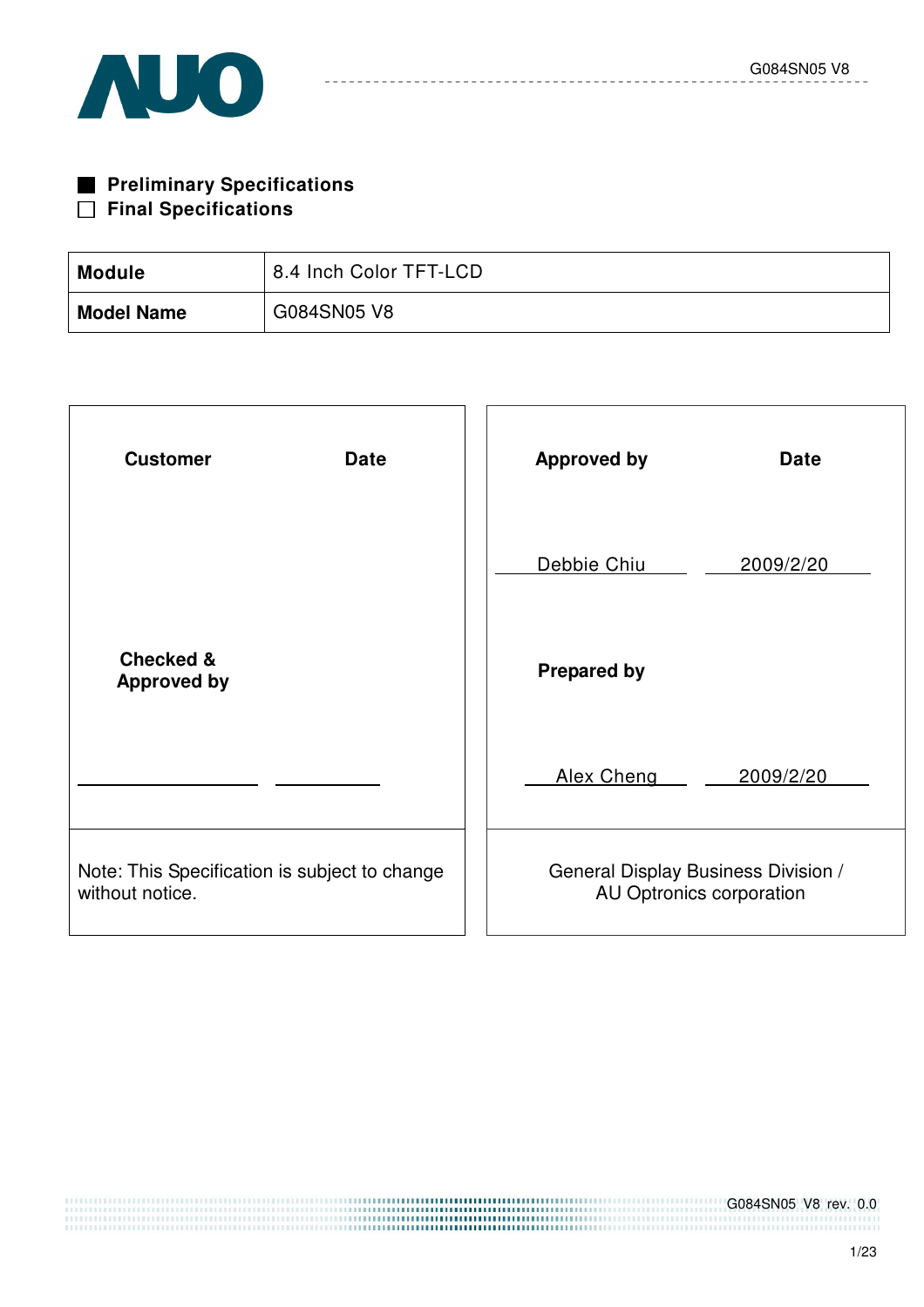■ **Preliminary Specifications**
□ **Final Specifications**

| **Module** | 8.4 Inch Color TFT-LCD |
|---|---|
| **Model Name** | G084SN05 V8 |

| **Customer** | **Date** | **Approved by** | **Date** |
|---|---|---|---|
| | | Debbie Chiu | 2009/2/20 |
| **Checked & Approved by** | | **Prepared by** | |
| | | Alex Cheng | 2009/2/20 |
| Note: This Specification is subject to change without notice. | | General Display Business Division / AU Optronics corporation | |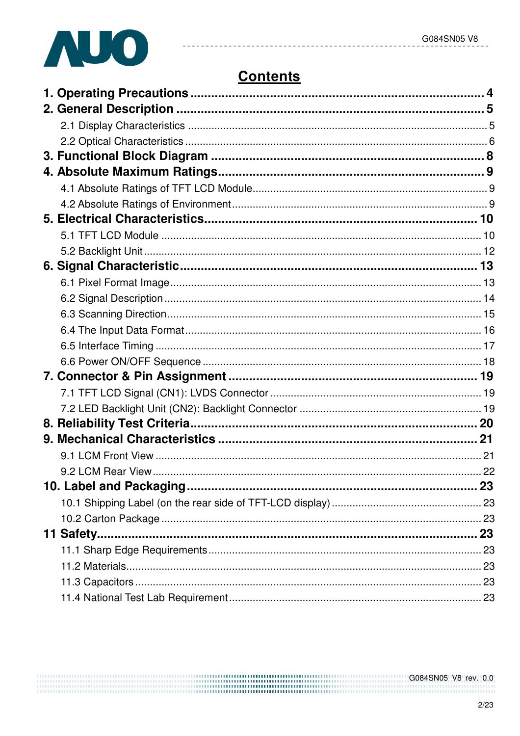# Contents

**1. Operating Precautions ..................................................................................... 4**

**2. General Description ........................................................................................ 5**

2.1 Display Characteristics ..................................................................................... 5

2.2 Optical Characteristics ...................................................................................... 6

**3. Functional Block Diagram .............................................................................. 8**

**4. Absolute Maximum Ratings............................................................................ 9**

4.1 Absolute Ratings of TFT LCD Module............................................................... 9

4.2 Absolute Ratings of Environment...................................................................... 9

**5. Electrical Characteristics.............................................................................. 10**

5.1 TFT LCD Module ........................................................................................... 10

5.2 Backlight Unit.................................................................................................. 12

**6. Signal Characteristic.................................................................................... 13**

6.1 Pixel Format Image......................................................................................... 13

6.2 Signal Description........................................................................................... 14

6.3 Scanning Direction.......................................................................................... 15

6.4 The Input Data Format.................................................................................... 16

6.5 Interface Timing .............................................................................................. 17

6.6 Power ON/OFF Sequence .............................................................................. 18

**7. Connector & Pin Assignment ....................................................................... 19**

7.1 TFT LCD Signal (CN1): LVDS Connector ....................................................... 19

7.2 LED Backlight Unit (CN2): Backlight Connector ............................................. 19

**8. Reliability Test Criteria.................................................................................. 20**

**9. Mechanical Characteristics .......................................................................... 21**

9.1 LCM Front View .............................................................................................. 21

9.2 LCM Rear View............................................................................................... 22

**10. Label and Packaging.................................................................................. 23**

10.1 Shipping Label (on the rear side of TFT-LCD display) .................................. 23

10.2 Carton Package ............................................................................................ 23

**11 Safety........................................................................................................... 23**

11.1 Sharp Edge Requirements............................................................................ 23

11.2 Materials........................................................................................................ 23

11.3 Capacitors..................................................................................................... 23

11.4 National Test Lab Requirement.................................................................... 23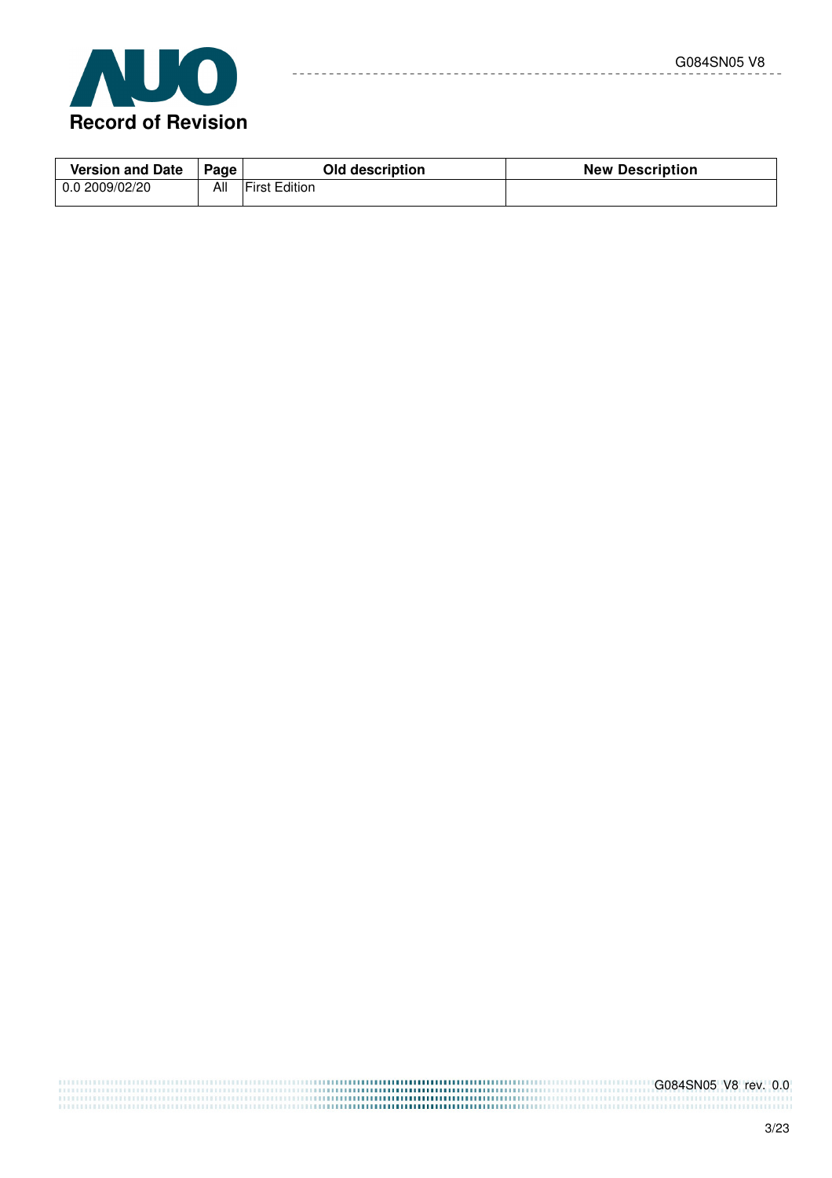# Record of Revision

| Version and Date | Page | Old description | New Description |
|---|---|---|---|
| 0.0 2009/02/20 | All | First Edition | |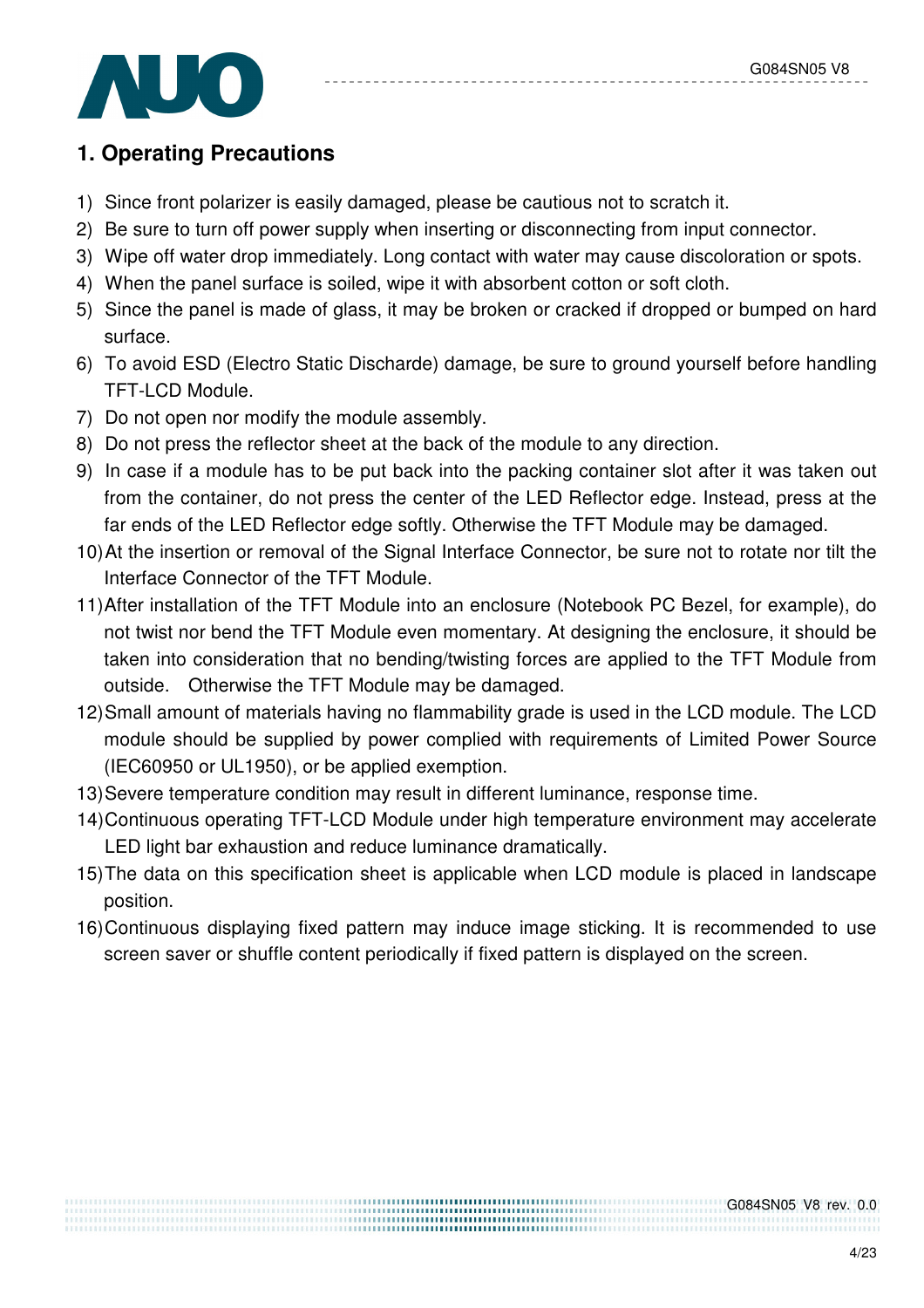## 1. Operating Precautions

1) Since front polarizer is easily damaged, please be cautious not to scratch it.
2) Be sure to turn off power supply when inserting or disconnecting from input connector.
3) Wipe off water drop immediately. Long contact with water may cause discoloration or spots.
4) When the panel surface is soiled, wipe it with absorbent cotton or soft cloth.
5) Since the panel is made of glass, it may be broken or cracked if dropped or bumped on hard surface.
6) To avoid ESD (Electro Static Discharde) damage, be sure to ground yourself before handling TFT-LCD Module.
7) Do not open nor modify the module assembly.
8) Do not press the reflector sheet at the back of the module to any direction.
9) In case if a module has to be put back into the packing container slot after it was taken out from the container, do not press the center of the LED Reflector edge. Instead, press at the far ends of the LED Reflector edge softly. Otherwise the TFT Module may be damaged.
10) At the insertion or removal of the Signal Interface Connector, be sure not to rotate nor tilt the Interface Connector of the TFT Module.
11) After installation of the TFT Module into an enclosure (Notebook PC Bezel, for example), do not twist nor bend the TFT Module even momentary. At designing the enclosure, it should be taken into consideration that no bending/twisting forces are applied to the TFT Module from outside. Otherwise the TFT Module may be damaged.
12) Small amount of materials having no flammability grade is used in the LCD module. The LCD module should be supplied by power complied with requirements of Limited Power Source (IEC60950 or UL1950), or be applied exemption.
13) Severe temperature condition may result in different luminance, response time.
14) Continuous operating TFT-LCD Module under high temperature environment may accelerate LED light bar exhaustion and reduce luminance dramatically.
15) The data on this specification sheet is applicable when LCD module is placed in landscape position.
16) Continuous displaying fixed pattern may induce image sticking. It is recommended to use screen saver or shuffle content periodically if fixed pattern is displayed on the screen.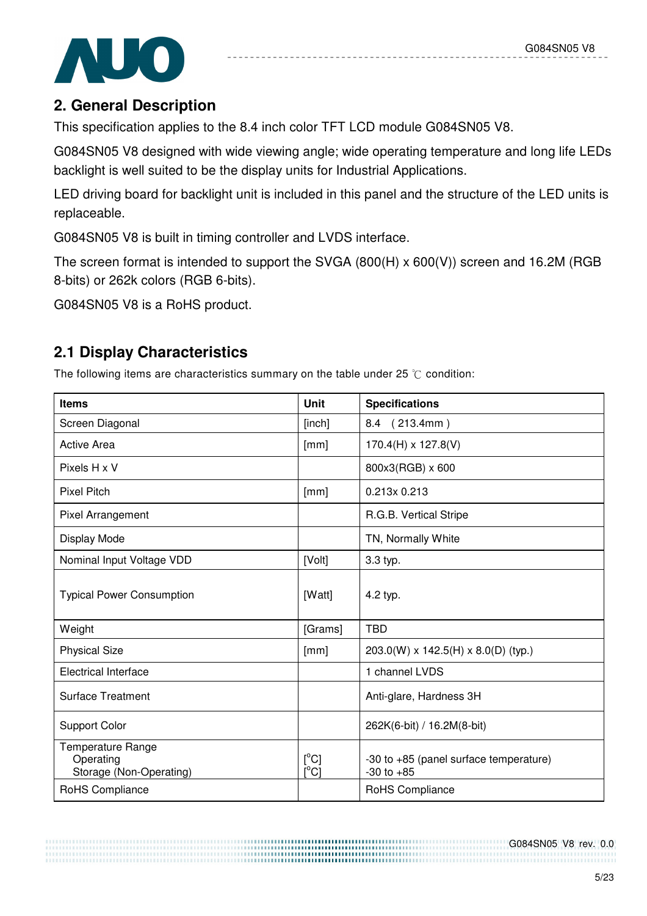## 2. General Description

This specification applies to the 8.4 inch color TFT LCD module G084SN05 V8.

G084SN05 V8 designed with wide viewing angle; wide operating temperature and long life LEDs backlight is well suited to be the display units for Industrial Applications.

LED driving board for backlight unit is included in this panel and the structure of the LED units is replaceable.

G084SN05 V8 is built in timing controller and LVDS interface.

The screen format is intended to support the SVGA (800(H) x 600(V)) screen and 16.2M (RGB 8-bits) or 262k colors (RGB 6-bits).

G084SN05 V8 is a RoHS product.

### 2.1 Display Characteristics

The following items are characteristics summary on the table under 25 ℃ condition:

| Items | Unit | Specifications |
|---|---|---|
| Screen Diagonal | [inch] | 8.4 ( 213.4mm ) |
| Active Area | [mm] | 170.4(H) x 127.8(V) |
| Pixels H x V | | 800x3(RGB) x 600 |
| Pixel Pitch | [mm] | 0.213x 0.213 |
| Pixel Arrangement | | R.G.B. Vertical Stripe |
| Display Mode | | TN, Normally White |
| Nominal Input Voltage VDD | [Volt] | 3.3 typ. |
| Typical Power Consumption | [Watt] | 4.2 typ. |
| Weight | [Grams] | TBD |
| Physical Size | [mm] | 203.0(W) x 142.5(H) x 8.0(D) (typ.) |
| Electrical Interface | | 1 channel LVDS |
| Surface Treatment | | Anti-glare, Hardness 3H |
| Support Color | | 262K(6-bit) / 16.2M(8-bit) |
| Temperature Range<br>Operating<br>Storage (Non-Operating) | <br>[$^{o}$C]<br>[$^{o}$C] | <br>-30 to +85 (panel surface temperature)<br>-30 to +85 |
| RoHS Compliance | | RoHS Compliance |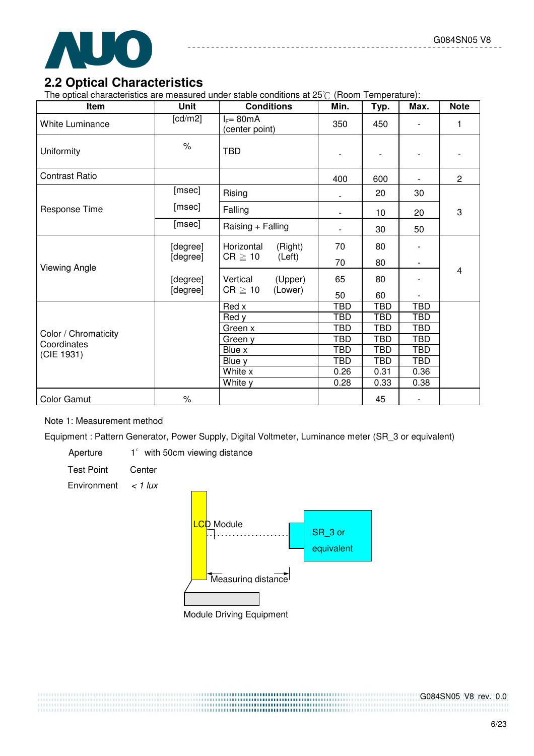## 2.2 Optical Characteristics

The optical characteristics are measured under stable conditions at 25℃ (Room Temperature):

| Item | Unit | Conditions | | Min. | Typ. | Max. | Note |
|---|---|---|---|---|---|---|---|
| White Luminance | [cd/m2] | $I_F$= 80mA (center point) | | 350 | 450 | - | 1 |
| Uniformity | % | TBD | | - | - | - | - |
| Contrast Ratio | | | | 400 | 600 | - | 2 |
| Response Time | [msec] | Rising | | - | 20 | 30 | 3 |
| | [msec] | Falling | | - | 10 | 20 | |
| | [msec] | Raising + Falling | | - | 30 | 50 | |
| Viewing Angle | [degree] | Horizontal CR ≧ 10 | (Right) | 70 | 80 | - | 4 |
| | [degree] | | (Left) | 70 | 80 | - | |
| | [degree] | Vertical CR ≧ 10 | (Upper) | 65 | 80 | - | |
| | [degree] | | (Lower) | 50 | 60 | - | |
| Color / Chromaticity Coordinates (CIE 1931) | | Red x | | TBD | TBD | TBD | |
| | | Red y | | TBD | TBD | TBD | |
| | | Green x | | TBD | TBD | TBD | |
| | | Green y | | TBD | TBD | TBD | |
| | | Blue x | | TBD | TBD | TBD | |
| | | Blue y | | TBD | TBD | TBD | |
| | | White x | | 0.26 | 0.31 | 0.36 | |
| | | White y | | 0.28 | 0.33 | 0.38 | |
| Color Gamut | % | | | | 45 | - | |

Note 1: Measurement method

Equipment : Pattern Generator, Power Supply, Digital Voltmeter, Luminance meter (SR_3 or equivalent)

Aperture 1° with 50cm viewing distance

Test Point Center

Environment *< 1 lux*

LCD Module

SR_3 or equivalent

Measuring distance

Module Driving Equipment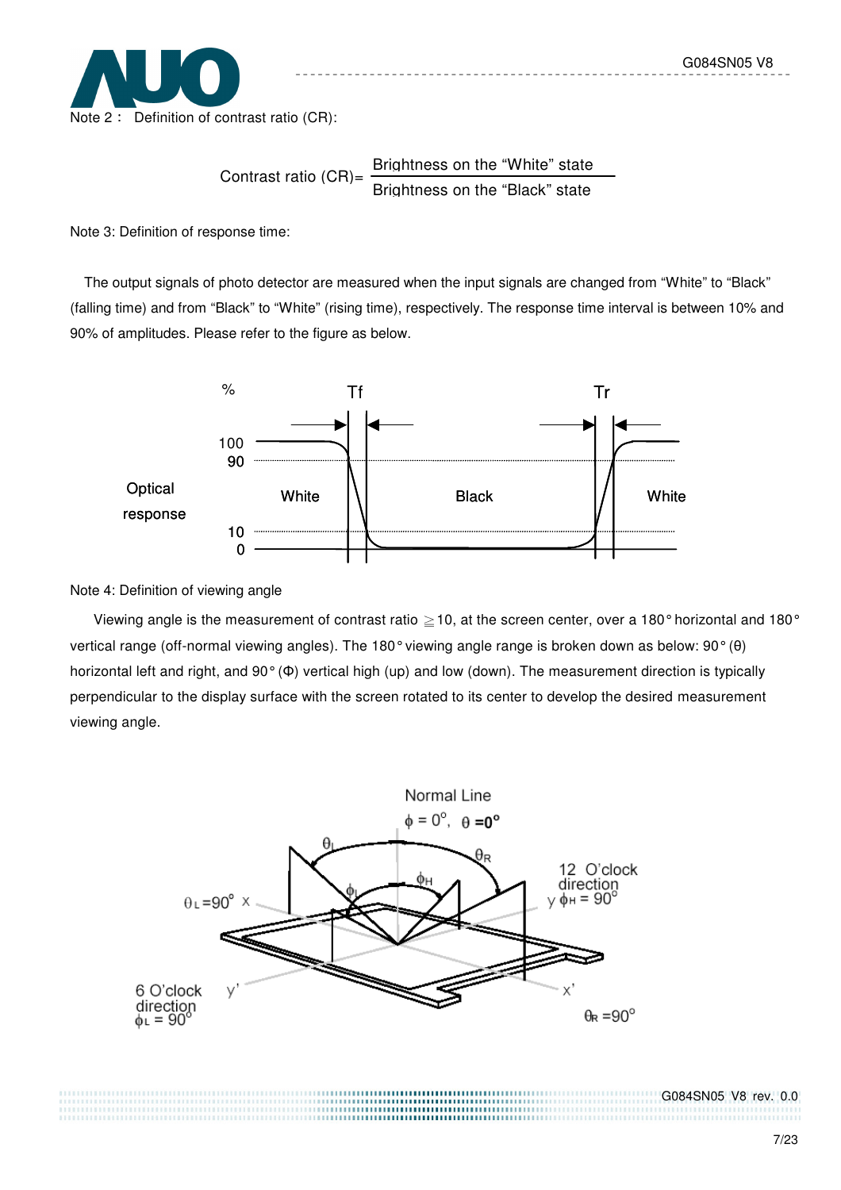Note 2： Definition of contrast ratio (CR):

$$\text{Contrast ratio (CR)} = \frac{\text{Brightness on the "White" state}}{\text{Brightness on the "Black" state}}$$

Note 3: Definition of response time:

The output signals of photo detector are measured when the input signals are changed from "White" to "Black" (falling time) and from "Black" to "White" (rising time), respectively. The response time interval is between 10% and 90% of amplitudes. Please refer to the figure as below.

Note 4: Definition of viewing angle

Viewing angle is the measurement of contrast ratio ≧10, at the screen center, over a 180° horizontal and 180° vertical range (off-normal viewing angles). The 180° viewing angle range is broken down as below: 90° (θ) horizontal left and right, and 90° (Φ) vertical high (up) and low (down). The measurement direction is typically perpendicular to the display surface with the screen rotated to its center to develop the desired measurement viewing angle.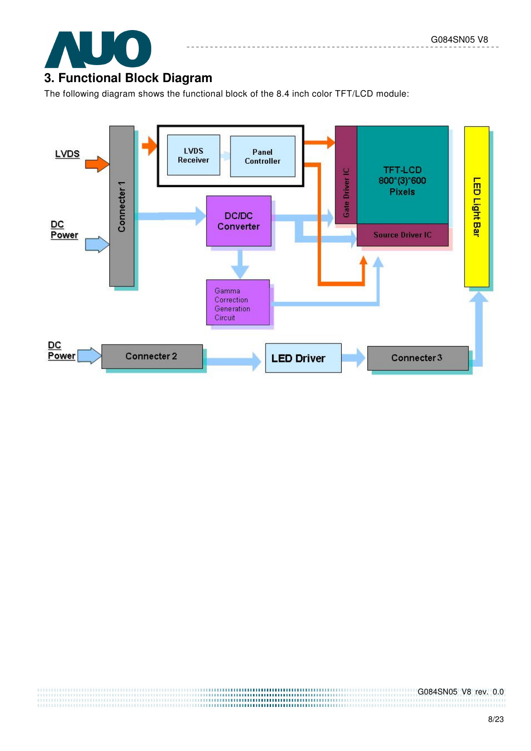# 3. Functional Block Diagram

The following diagram shows the functional block of the 8.4 inch color TFT/LCD module: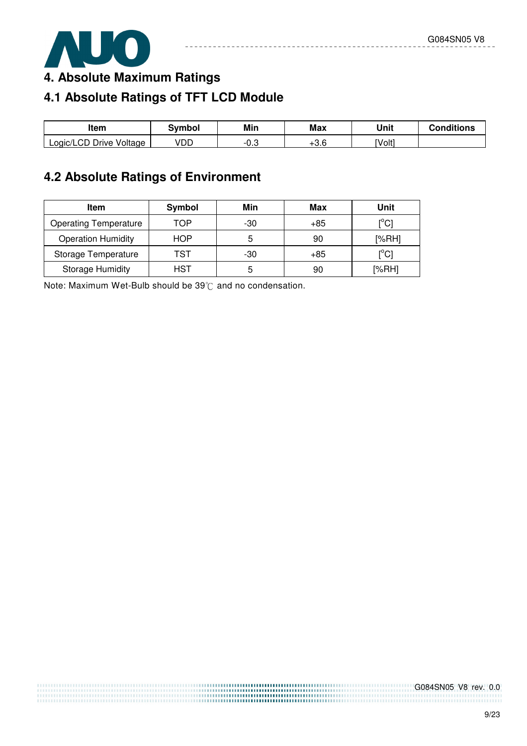# 4. Absolute Maximum Ratings

## 4.1 Absolute Ratings of TFT LCD Module

| Item | Symbol | Min | Max | Unit | Conditions |
|---|---|---|---|---|---|
| Logic/LCD Drive Voltage | VDD | -0.3 | +3.6 | [Volt] | |

## 4.2 Absolute Ratings of Environment

| Item | Symbol | Min | Max | Unit |
|---|---|---|---|---|
| Operating Temperature | TOP | -30 | +85 | [$^{o}$C] |
| Operation Humidity | HOP | 5 | 90 | [%RH] |
| Storage Temperature | TST | -30 | +85 | [$^{o}$C] |
| Storage Humidity | HST | 5 | 90 | [%RH] |

Note: Maximum Wet-Bulb should be 39℃ and no condensation.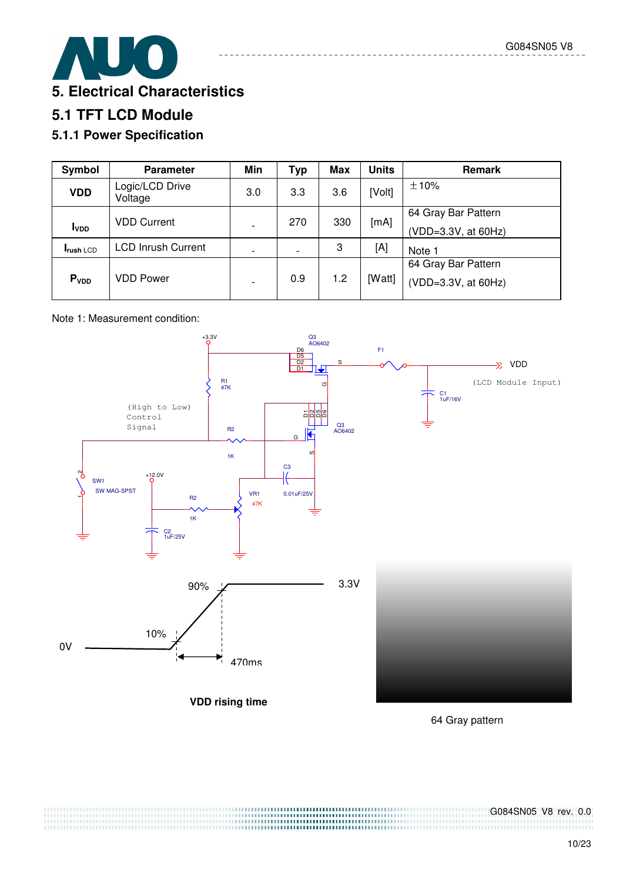# 5. Electrical Characteristics

## 5.1 TFT LCD Module

### 5.1.1 Power Specification

| Symbol | Parameter | Min | Typ | Max | Units | Remark |
|---|---|---|---|---|---|---|
| VDD | Logic/LCD Drive Voltage | 3.0 | 3.3 | 3.6 | [Volt] | ±10% |
| $I_{VDD}$ | VDD Current | - | 270 | 330 | [mA] | 64 Gray Bar Pattern (VDD=3.3V, at 60Hz) |
| $I_{rush\ LCD}$ | LCD Inrush Current | - | - | 3 | [A] | Note 1 |
| $P_{VDD}$ | VDD Power | - | 0.9 | 1.2 | [Watt] | 64 Gray Bar Pattern (VDD=3.3V, at 60Hz) |

Note 1: Measurement condition:

+3.3V, Q3 AO6402, F1, VDD (LCD Module Input), C1 1uF/16V, R1 47K, (High to Low) Control Signal, R2 1K, SW1 SW MAG-SPST, +12.0V, C2 1uF/25V, VR1 47K, C3 0.01uF/25V

90%, 10%, 0V, 3.3V, 470ms

VDD rising time

64 Gray pattern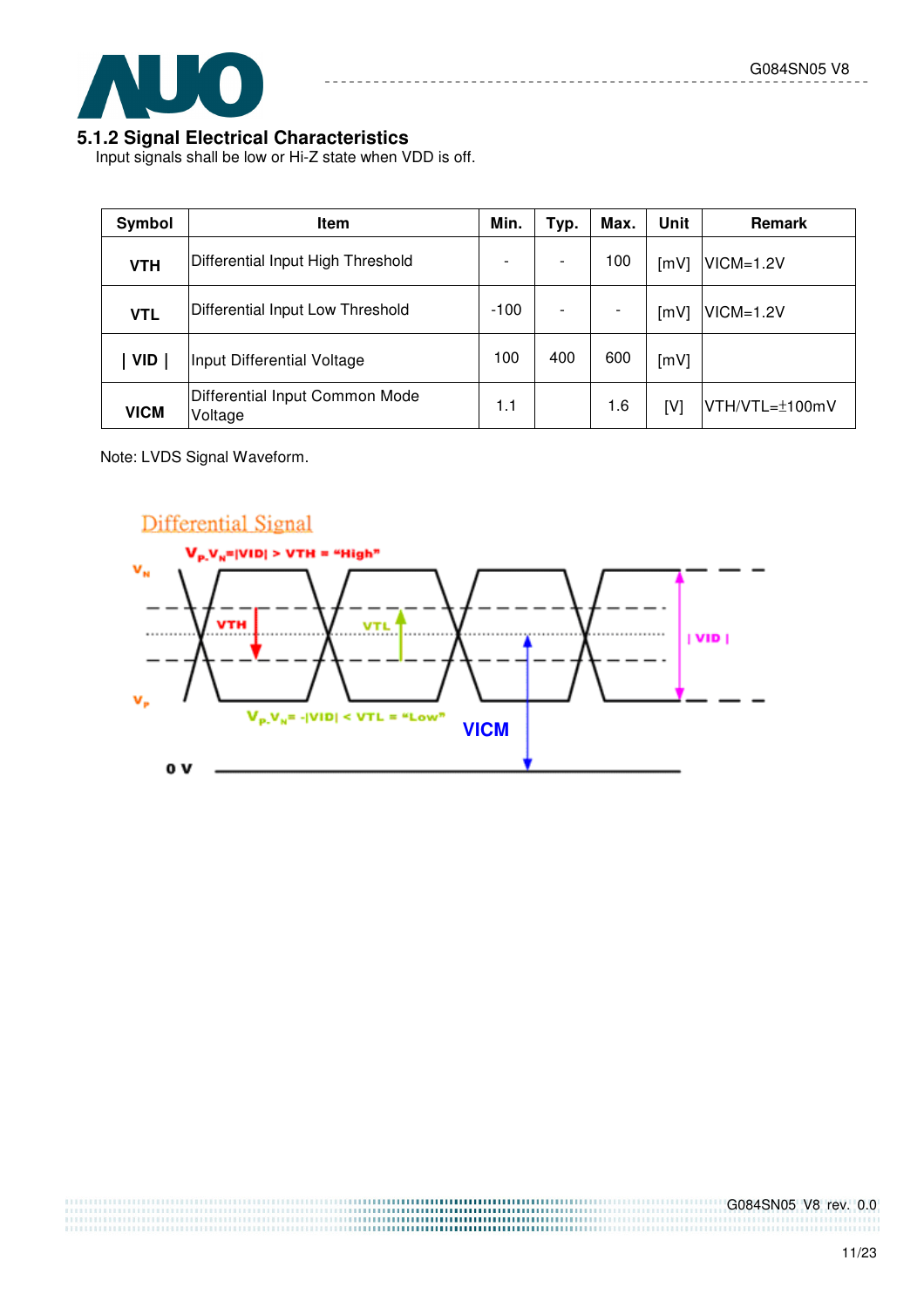### 5.1.2 Signal Electrical Characteristics

Input signals shall be low or Hi-Z state when VDD is off.

| Symbol | Item | Min. | Typ. | Max. | Unit | Remark |
|---|---|---|---|---|---|---|
| VTH | Differential Input High Threshold | - | - | 100 | [mV] | VICM=1.2V |
| VTL | Differential Input Low Threshold | -100 | - | - | [mV] | VICM=1.2V |
| \| VID \| | Input Differential Voltage | 100 | 400 | 600 | [mV] | |
| VICM | Differential Input Common Mode Voltage | 1.1 | | 1.6 | [V] | VTH/VTL=±100mV |

Note: LVDS Signal Waveform.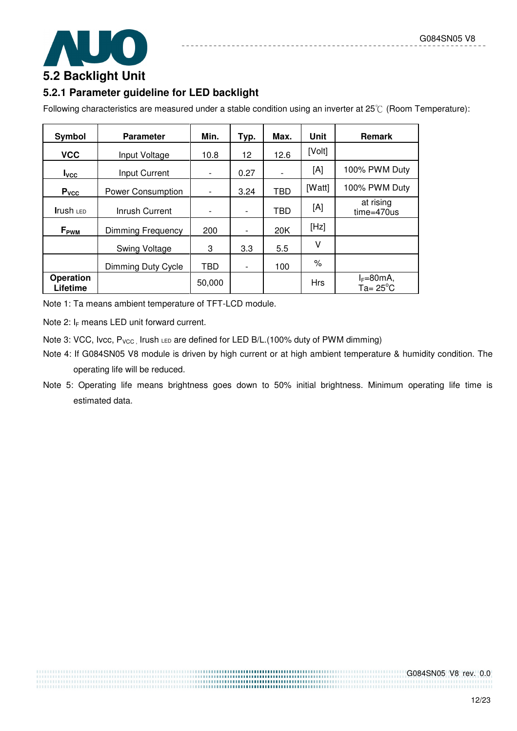## 5.2 Backlight Unit

### 5.2.1 Parameter guideline for LED backlight

Following characteristics are measured under a stable condition using an inverter at 25℃ (Room Temperature):

| Symbol | Parameter | Min. | Typ. | Max. | Unit | Remark |
|---|---|---|---|---|---|---|
| VCC | Input Voltage | 10.8 | 12 | 12.6 | [Volt] | |
| $I_{VCC}$ | Input Current | - | 0.27 | - | [A] | 100% PWM Duty |
| $P_{VCC}$ | Power Consumption | - | 3.24 | TBD | [Watt] | 100% PWM Duty |
| $Irush_{LED}$ | Inrush Current | - | - | TBD | [A] | at rising time=470us |
| $F_{PWM}$ | Dimming Frequency | 200 | - | 20K | [Hz] | |
| | Swing Voltage | 3 | 3.3 | 5.5 | V | |
| | Dimming Duty Cycle | TBD | - | 100 | % | |
| Operation Lifetime | | 50,000 | | | Hrs | $I_F$=80mA, Ta= 25°C |

Note 1: Ta means ambient temperature of TFT-LCD module.

Note 2: $I_F$ means LED unit forward current.

Note 3: VCC, Ivcc, $P_{VCC}$, $Irush_{LED}$ are defined for LED B/L.(100% duty of PWM dimming)

Note 4: If G084SN05 V8 module is driven by high current or at high ambient temperature & humidity condition. The operating life will be reduced.

Note 5: Operating life means brightness goes down to 50% initial brightness. Minimum operating life time is estimated data.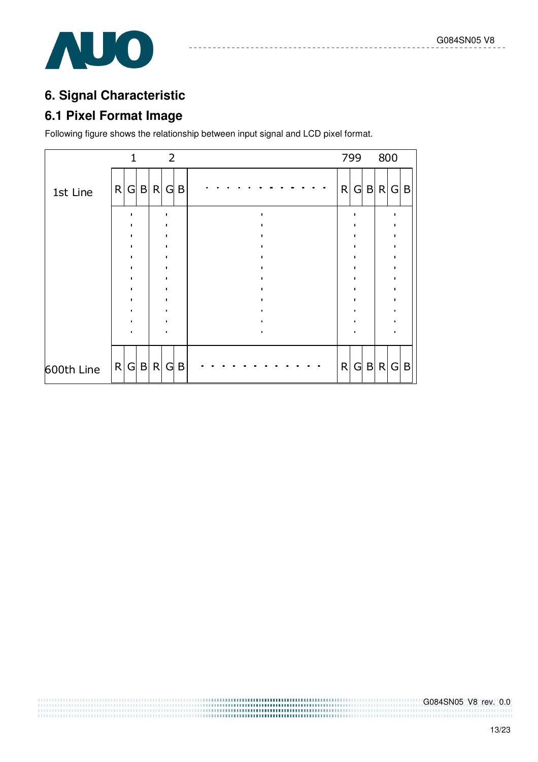## 6. Signal Characteristic

### 6.1 Pixel Format Image

Following figure shows the relationship between input signal and LCD pixel format.

| | 1 | | | 2 | | | | 799 | | | 800 | | |
|---|---|---|---|---|---|---|---|---|---|---|---|---|---|
| 1st Line | R | G | B | R | G | B | . . . . . . . . . . . . | R | G | B | R | G | B |
| | : | | | : | | | : | : | | | : | | |
| 600th Line | R | G | B | R | G | B | . . . . . . . . . . . . | R | G | B | R | G | B |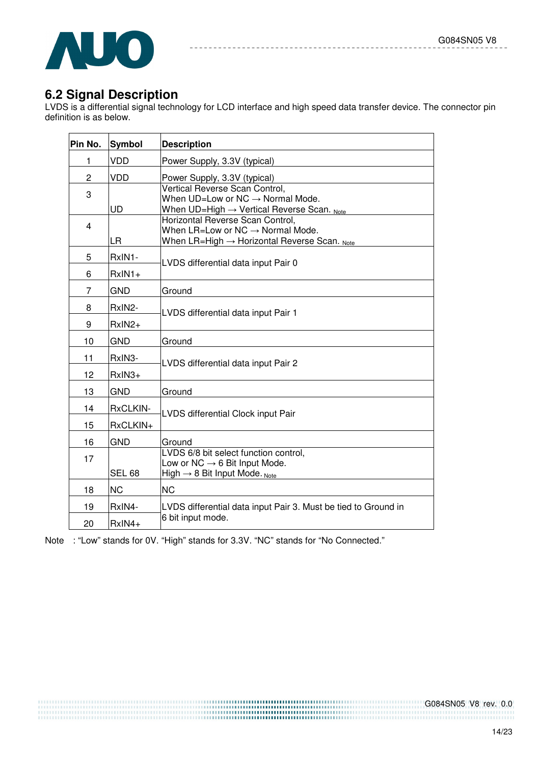## 6.2 Signal Description

LVDS is a differential signal technology for LCD interface and high speed data transfer device. The connector pin definition is as below.

| Pin No. | Symbol | Description |
|---|---|---|
| 1 | VDD | Power Supply, 3.3V (typical) |
| 2 | VDD | Power Supply, 3.3V (typical) |
| 3 | UD | Vertical Reverse Scan Control,<br>When UD=Low or NC → Normal Mode.<br>When UD=High → Vertical Reverse Scan. Note |
| 4 | LR | Horizontal Reverse Scan Control,<br>When LR=Low or NC → Normal Mode.<br>When LR=High → Horizontal Reverse Scan. Note |
| 5 | RxIN1- | LVDS differential data input Pair 0 |
| 6 | RxIN1+ | |
| 7 | GND | Ground |
| 8 | RxIN2- | LVDS differential data input Pair 1 |
| 9 | RxIN2+ | |
| 10 | GND | Ground |
| 11 | RxIN3- | LVDS differential data input Pair 2 |
| 12 | RxIN3+ | |
| 13 | GND | Ground |
| 14 | RxCLKIN- | LVDS differential Clock input Pair |
| 15 | RxCLKIN+ | |
| 16 | GND | Ground |
| 17 | SEL 68 | LVDS 6/8 bit select function control,<br>Low or NC → 6 Bit Input Mode.<br>High → 8 Bit Input Mode. Note |
| 18 | NC | NC |
| 19 | RxIN4- | LVDS differential data input Pair 3. Must be tied to Ground in 6 bit input mode. |
| 20 | RxIN4+ | |

Note : "Low" stands for 0V. "High" stands for 3.3V. "NC" stands for "No Connected."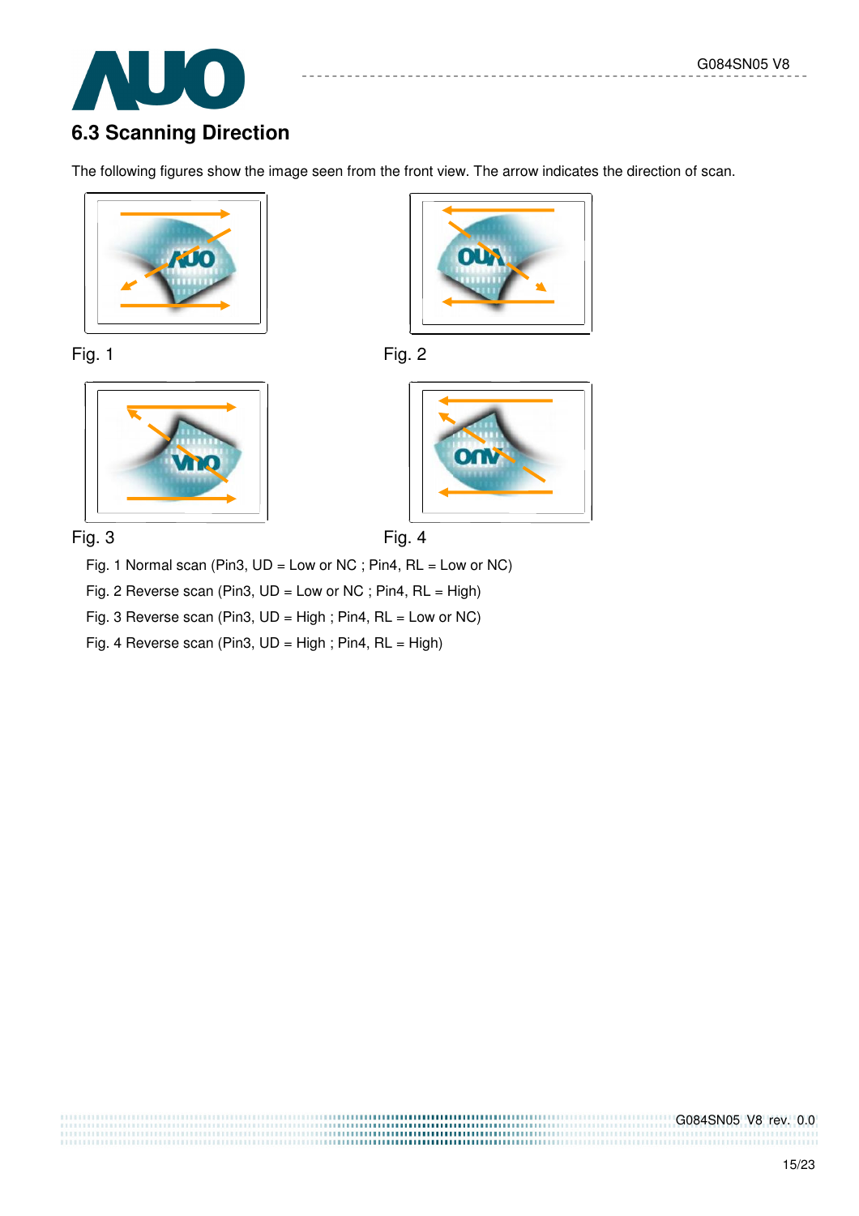## 6.3 Scanning Direction

The following figures show the image seen from the front view. The arrow indicates the direction of scan.

Fig. 1

Fig. 2

Fig. 3

Fig. 4

Fig. 1 Normal scan (Pin3, UD = Low or NC ; Pin4, RL = Low or NC)

Fig. 2 Reverse scan (Pin3, UD = Low or NC ; Pin4, RL = High)

Fig. 3 Reverse scan (Pin3, UD = High ; Pin4, RL = Low or NC)

Fig. 4 Reverse scan (Pin3, UD = High ; Pin4, RL = High)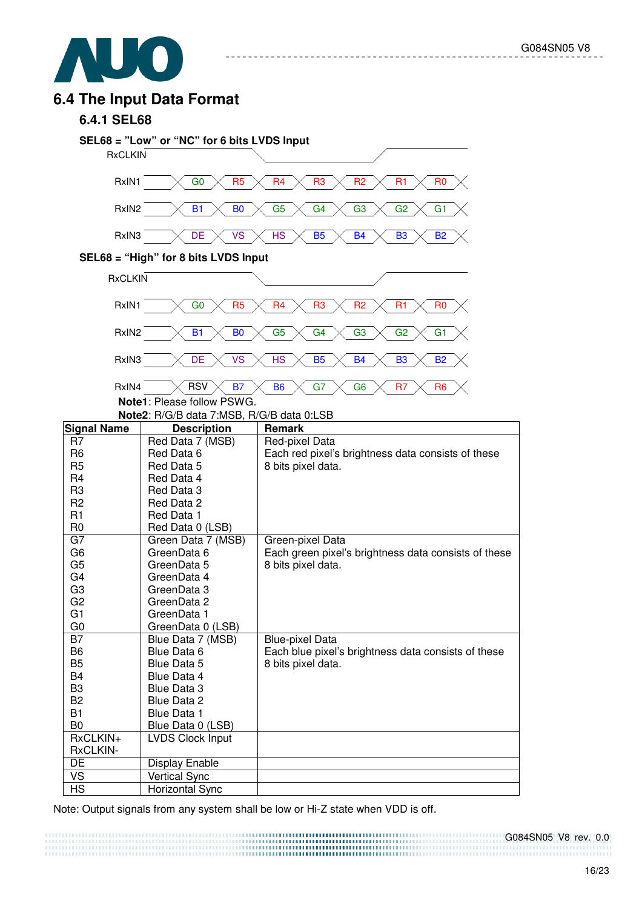## 6.4 The Input Data Format

### 6.4.1 SEL68

**SEL68 = "Low" or "NC" for 6 bits LVDS Input**

| Signal | | | | | | | |
|---|---|---|---|---|---|---|---|
| RxCLKIN | | | | | | | |
| RxIN1 | G0 | R5 | R4 | R3 | R2 | R1 | R0 |
| RxIN2 | B1 | B0 | G5 | G4 | G3 | G2 | G1 |
| RxIN3 | DE | VS | HS | B5 | B4 | B3 | B2 |

**SEL68 = "High" for 8 bits LVDS Input**

| Signal | | | | | | | |
|---|---|---|---|---|---|---|---|
| RxCLKIN | | | | | | | |
| RxIN1 | G0 | R5 | R4 | R3 | R2 | R1 | R0 |
| RxIN2 | B1 | B0 | G5 | G4 | G3 | G2 | G1 |
| RxIN3 | DE | VS | HS | B5 | B4 | B3 | B2 |
| RxIN4 | RSV | B7 | B6 | G7 | G6 | R7 | R6 |

**Note1**: Please follow PSWG.

**Note2**: R/G/B data 7:MSB, R/G/B data 0:LSB

| Signal Name | Description | Remark |
|---|---|---|
| R7<br>R6<br>R5<br>R4<br>R3<br>R2<br>R1<br>R0 | Red Data 7 (MSB)<br>Red Data 6<br>Red Data 5<br>Red Data 4<br>Red Data 3<br>Red Data 2<br>Red Data 1<br>Red Data 0 (LSB) | Red-pixel Data<br>Each red pixel's brightness data consists of these 8 bits pixel data. |
| G7<br>G6<br>G5<br>G4<br>G3<br>G2<br>G1<br>G0 | Green Data 7 (MSB)<br>GreenData 6<br>GreenData 5<br>GreenData 4<br>GreenData 3<br>GreenData 2<br>GreenData 1<br>GreenData 0 (LSB) | Green-pixel Data<br>Each green pixel's brightness data consists of these 8 bits pixel data. |
| B7<br>B6<br>B5<br>B4<br>B3<br>B2<br>B1<br>B0 | Blue Data 7 (MSB)<br>Blue Data 6<br>Blue Data 5<br>Blue Data 4<br>Blue Data 3<br>Blue Data 2<br>Blue Data 1<br>Blue Data 0 (LSB) | Blue-pixel Data<br>Each blue pixel's brightness data consists of these 8 bits pixel data. |
| RxCLKIN+<br>RxCLKIN- | LVDS Clock Input | |
| DE | Display Enable | |
| VS | Vertical Sync | |
| HS | Horizontal Sync | |

Note: Output signals from any system shall be low or Hi-Z state when VDD is off.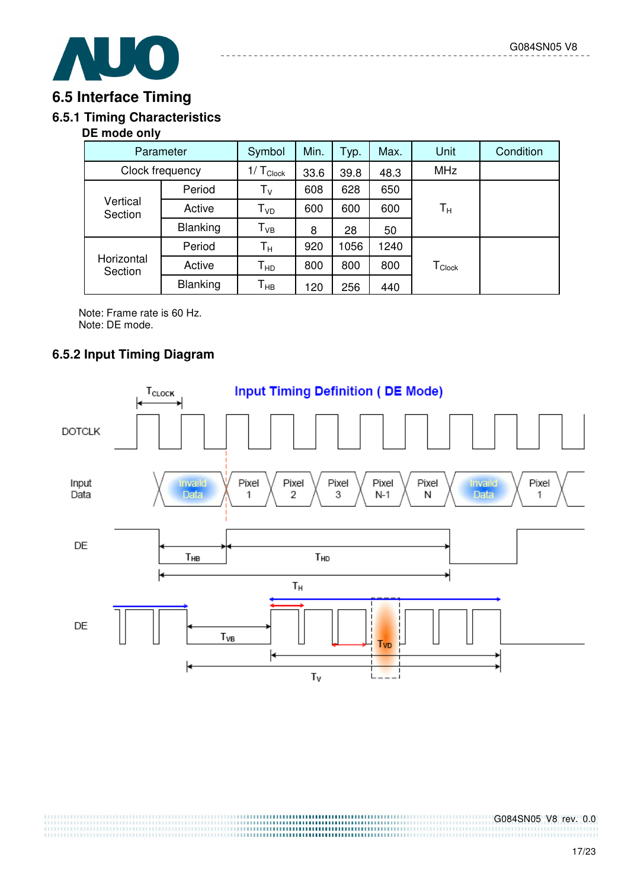## 6.5 Interface Timing

### 6.5.1 Timing Characteristics

**DE mode only**

| Parameter | | Symbol | Min. | Typ. | Max. | Unit | Condition |
|---|---|---|---|---|---|---|---|
| Clock frequency | | $1/T_{Clock}$ | 33.6 | 39.8 | 48.3 | MHz | |
| Vertical Section | Period | $T_V$ | 608 | 628 | 650 | $T_H$ | |
| | Active | $T_{VD}$ | 600 | 600 | 600 | | |
| | Blanking | $T_{VB}$ | 8 | 28 | 50 | | |
| Horizontal Section | Period | $T_H$ | 920 | 1056 | 1240 | $T_{Clock}$ | |
| | Active | $T_{HD}$ | 800 | 800 | 800 | | |
| | Blanking | $T_{HB}$ | 120 | 256 | 440 | | |

Note: Frame rate is 60 Hz.
Note: DE mode.

### 6.5.2 Input Timing Diagram

Input Timing Definition ( DE Mode)

$T_{CLOCK}$

DOTCLK

Input Data: Invaild Data | Pixel 1 | Pixel 2 | Pixel 3 | Pixel N-1 | Pixel N | Invaild Data | Pixel 1

DE: $T_{HB}$, $T_{HD}$, $T_H$

DE: $T_{VB}$, $T_{VD}$, $T_V$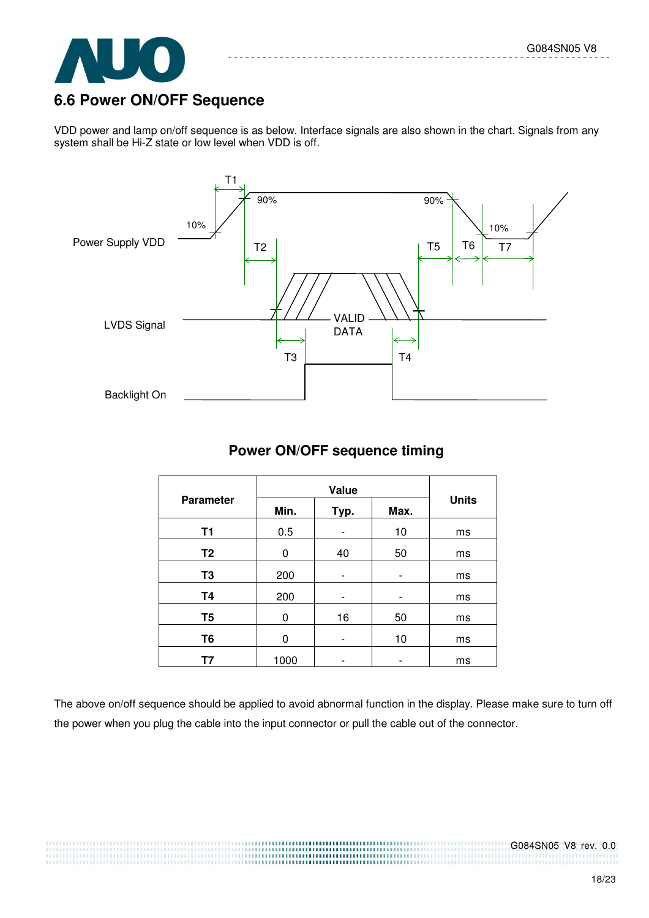## 6.6 Power ON/OFF Sequence

VDD power and lamp on/off sequence is as below. Interface signals are also shown in the chart. Signals from any system shall be Hi-Z state or low level when VDD is off.

### Power ON/OFF sequence timing

| Parameter | Value | | | Units |
|---|---|---|---|---|
| | Min. | Typ. | Max. | |
| T1 | 0.5 | - | 10 | ms |
| T2 | 0 | 40 | 50 | ms |
| T3 | 200 | - | - | ms |
| T4 | 200 | - | - | ms |
| T5 | 0 | 16 | 50 | ms |
| T6 | 0 | - | 10 | ms |
| T7 | 1000 | - | - | ms |

The above on/off sequence should be applied to avoid abnormal function in the display. Please make sure to turn off the power when you plug the cable into the input connector or pull the cable out of the connector.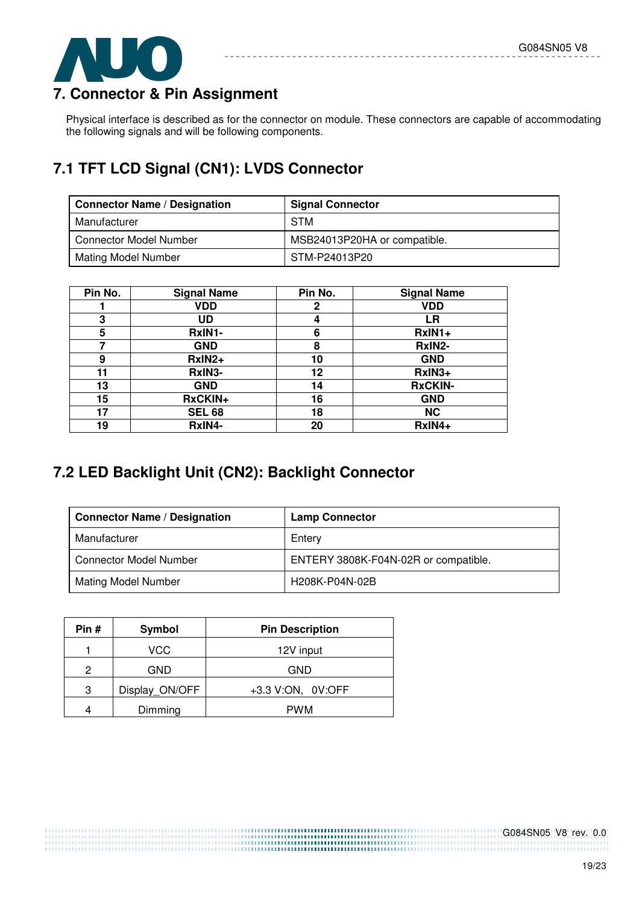# 7. Connector & Pin Assignment

Physical interface is described as for the connector on module. These connectors are capable of accommodating the following signals and will be following components.

## 7.1 TFT LCD Signal (CN1): LVDS Connector

| Connector Name / Designation | Signal Connector |
|---|---|
| Manufacturer | STM |
| Connector Model Number | MSB24013P20HA or compatible. |
| Mating Model Number | STM-P24013P20 |

| Pin No. | Signal Name | Pin No. | Signal Name |
|---|---|---|---|
| 1 | VDD | 2 | VDD |
| 3 | UD | 4 | LR |
| 5 | RxIN1- | 6 | RxIN1+ |
| 7 | GND | 8 | RxIN2- |
| 9 | RxIN2+ | 10 | GND |
| 11 | RxIN3- | 12 | RxIN3+ |
| 13 | GND | 14 | RxCKIN- |
| 15 | RxCKIN+ | 16 | GND |
| 17 | SEL 68 | 18 | NC |
| 19 | RxIN4- | 20 | RxIN4+ |

## 7.2 LED Backlight Unit (CN2): Backlight Connector

| Connector Name / Designation | Lamp Connector |
|---|---|
| Manufacturer | Entery |
| Connector Model Number | ENTERY 3808K-F04N-02R or compatible. |
| Mating Model Number | H208K-P04N-02B |

| Pin # | Symbol | Pin Description |
|---|---|---|
| 1 | VCC | 12V input |
| 2 | GND | GND |
| 3 | Display_ON/OFF | +3.3 V:ON,  0V:OFF |
| 4 | Dimming | PWM |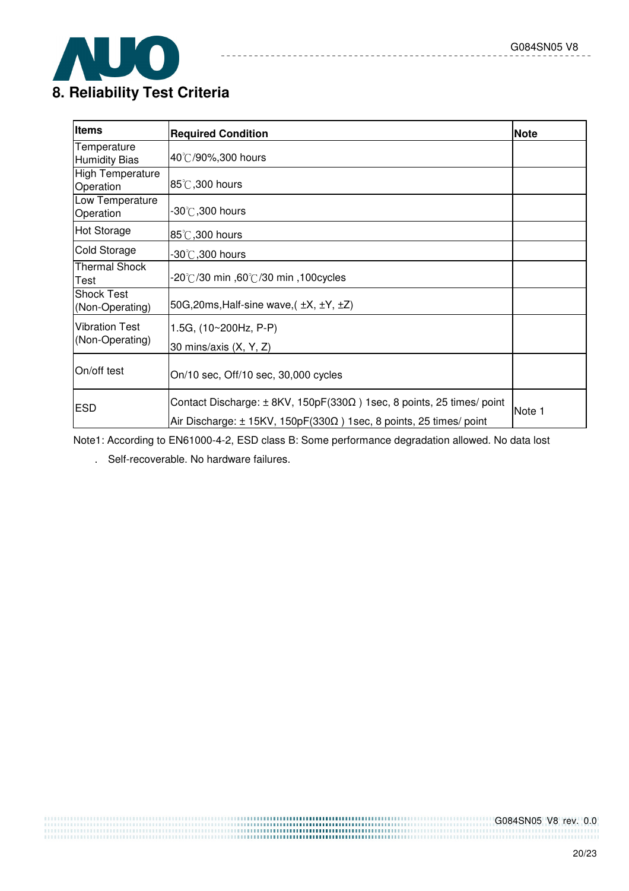# 8. Reliability Test Criteria

| Items | Required Condition | Note |
|---|---|---|
| Temperature Humidity Bias | 40℃/90%,300 hours | |
| High Temperature Operation | 85℃,300 hours | |
| Low Temperature Operation | -30℃,300 hours | |
| Hot Storage | 85℃,300 hours | |
| Cold Storage | -30℃,300 hours | |
| Thermal Shock Test | -20℃/30 min ,60℃/30 min ,100cycles | |
| Shock Test (Non-Operating) | 50G,20ms,Half-sine wave,( ±X, ±Y, ±Z) | |
| Vibration Test (Non-Operating) | 1.5G, (10~200Hz, P-P) 30 mins/axis (X, Y, Z) | |
| On/off test | On/10 sec, Off/10 sec, 30,000 cycles | |
| ESD | Contact Discharge: ± 8KV, 150pF(330Ω ) 1sec, 8 points, 25 times/ point<br>Air Discharge: ± 15KV, 150pF(330Ω ) 1sec, 8 points, 25 times/ point | Note 1 |

Note1: According to EN61000-4-2, ESD class B: Some performance degradation allowed. No data lost

. Self-recoverable. No hardware failures.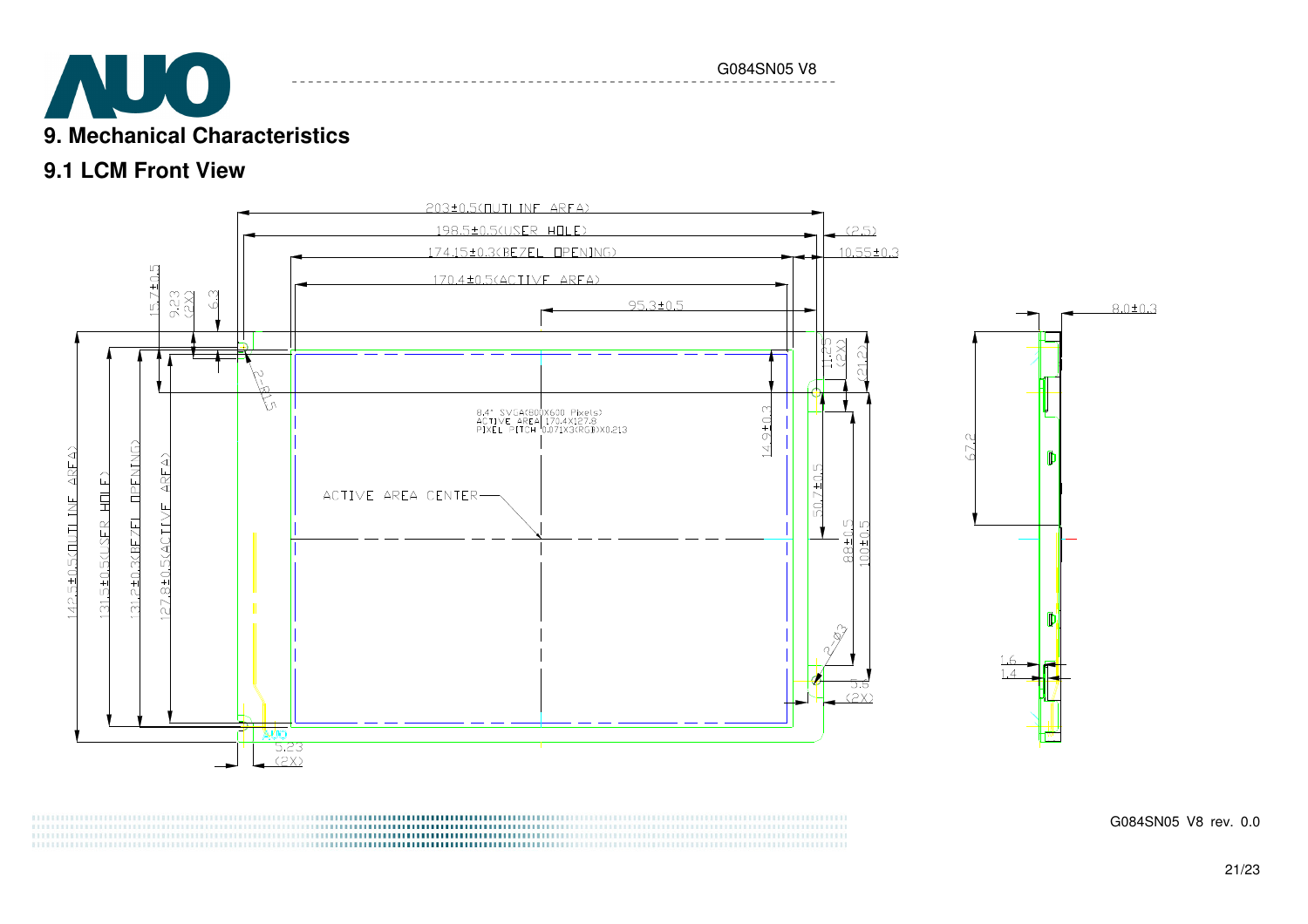## 9. Mechanical Characteristics

### 9.1 LCM Front View

203±0.5(OUTLINE AREA)

198.5±0.5(USER HOLE)

174.15±0.3(BEZEL OPENING)

170.4±0.5(ACTIVE AREA)

95.3±0.5

(2.5)

10.55±0.3

15.7±0.5

9.23 (2X)

6.3

2-R1.5

11.25 (2X)

(21.2)

8.4" SVGA(800X600 Pixels)
ACTIVE AREA 170.4X127.8
PIXEL PITCH 0.071X3(RGB)X0.213

14.9±0.3

ACTIVE AREA CENTER

50.7±0.5

88±0.5

100±0.5

142.5±0.5(OUTLINE AREA)

131.5±0.5(USER HOLE)

131.2±0.3(BEZEL OPENING)

127.8±0.5(ACTIVE AREA)

2-Ø3

5.6 (2X)

5.23 (2X)

8.0±0.3

67.2

1.6

1.4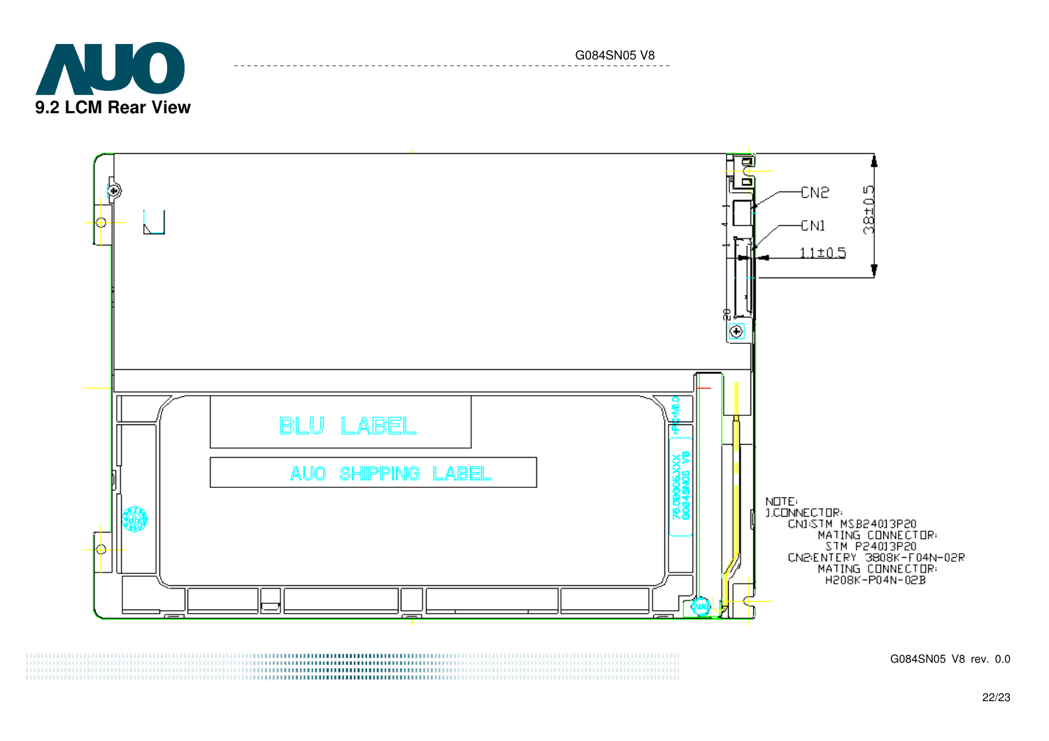## 9.2 LCM Rear View

BLU LABEL

AUO SHIPPING LABEL

CN2

CN1

38±0.5

1.1±0.5

NOTE:
1.CONNECTOR:
CN1:STM MSB24013P20
MATING CONNECTOR:
STM P24013P20
CN2:ENTERY 3808K-F04N-02R
MATING CONNECTOR:
H208K-P04N-02B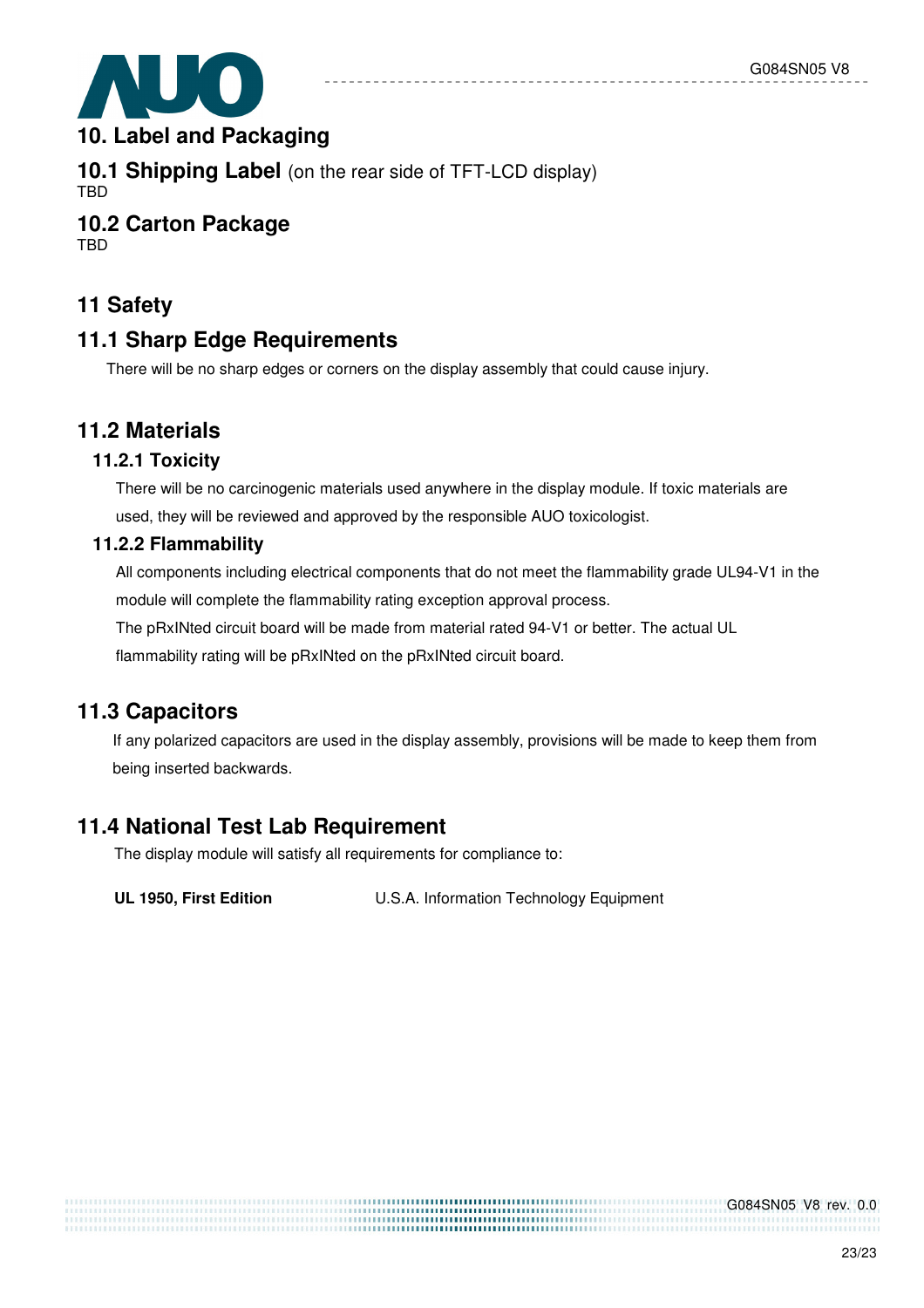# 10. Label and Packaging

## 10.1 Shipping Label (on the rear side of TFT-LCD display)

TBD

## 10.2 Carton Package

TBD

# 11 Safety

## 11.1 Sharp Edge Requirements

There will be no sharp edges or corners on the display assembly that could cause injury.

## 11.2 Materials

### 11.2.1 Toxicity

There will be no carcinogenic materials used anywhere in the display module. If toxic materials are used, they will be reviewed and approved by the responsible AUO toxicologist.

### 11.2.2 Flammability

All components including electrical components that do not meet the flammability grade UL94-V1 in the module will complete the flammability rating exception approval process.

The pRxINted circuit board will be made from material rated 94-V1 or better. The actual UL flammability rating will be pRxINted on the pRxINted circuit board.

## 11.3 Capacitors

If any polarized capacitors are used in the display assembly, provisions will be made to keep them from being inserted backwards.

## 11.4 National Test Lab Requirement

The display module will satisfy all requirements for compliance to:

| | |
|---|---|
| **UL 1950, First Edition** | U.S.A. Information Technology Equipment |